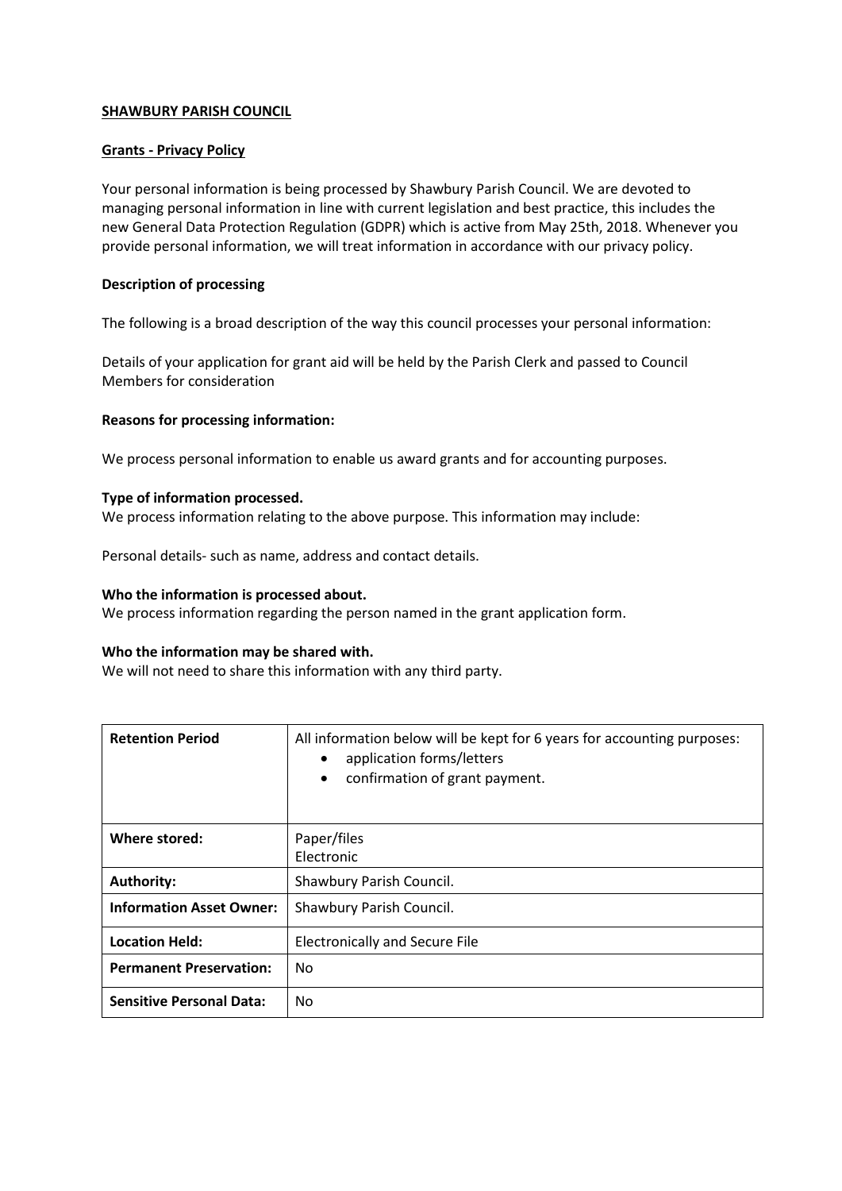**SHAWBURY PARISH COUNCIL**

**Grants - Privacy Policy**

Your personal information is being processed by Shawbury Parish Council. We are devoted to managing personal information in line with current legislation and best practice, this includes the new General Data Protection Regulation (GDPR) which is active from May 25th, 2018. Whenever you provide personal information, we will treat information in accordance with our privacy policy.

**Description of processing**

The following is a broad description of the way this council processes your personal information:

Details of your application for grant aid will be held by the Parish Clerk and passed to Council Members for consideration

**Reasons for processing information:**

We process personal information to enable us award grants and for accounting purposes.

**Type of information processed.**
We process information relating to the above purpose. This information may include:

Personal details- such as name, address and contact details.

**Who the information is processed about.**
We process information regarding the person named in the grant application form.

**Who the information may be shared with.**
We will not need to share this information with any third party.

| | |
|---|---|
| **Retention Period** | All information below will be kept for 6 years for accounting purposes:<br>• application forms/letters<br>• confirmation of grant payment. |
| **Where stored:** | Paper/files<br>Electronic |
| **Authority:** | Shawbury Parish Council. |
| **Information Asset Owner:** | Shawbury Parish Council. |
| **Location Held:** | Electronically and Secure File |
| **Permanent Preservation:** | No |
| **Sensitive Personal Data:** | No |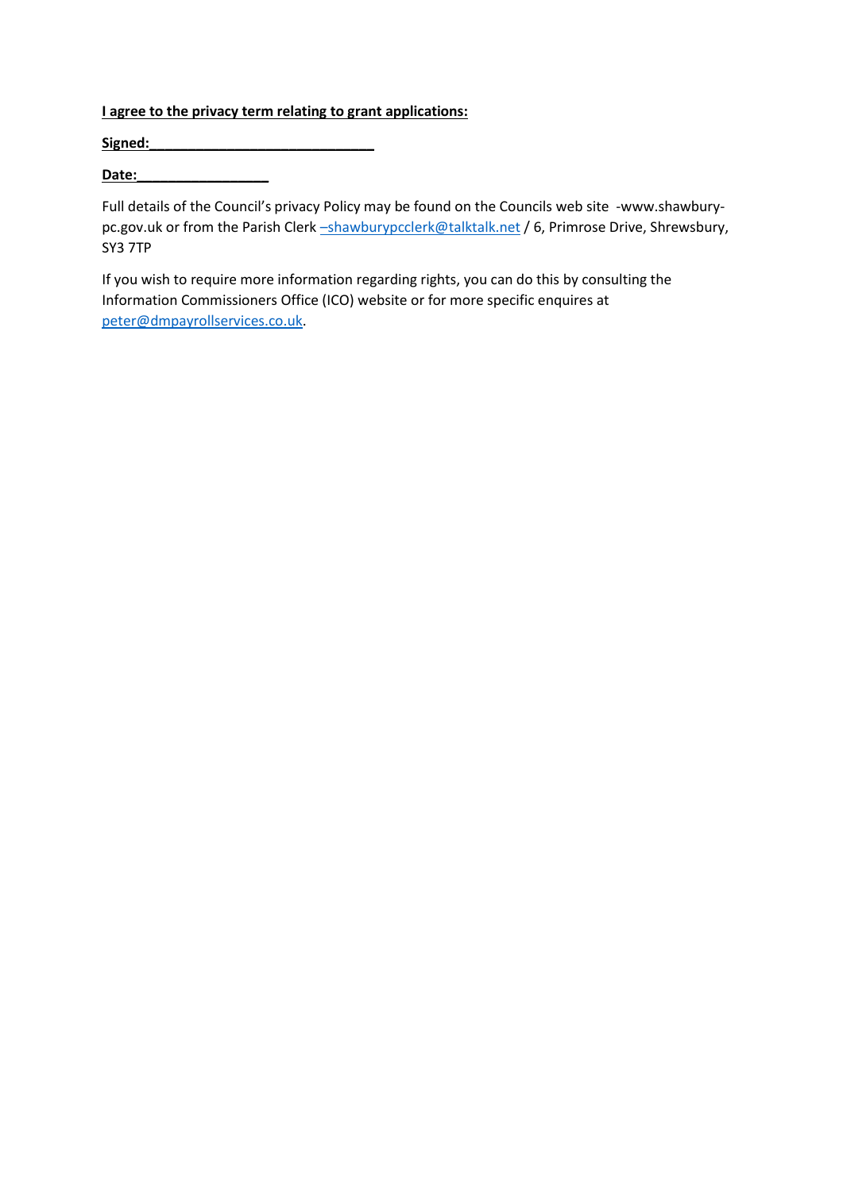**I agree to the privacy term relating to grant applications:**

**Signed:______________________________**

**Date:_________________**

Full details of the Council's privacy Policy may be found on the Councils web site -www.shawbury-pc.gov.uk or from the Parish Clerk –shawburypcclerk@talktalk.net / 6, Primrose Drive, Shrewsbury, SY3 7TP

If you wish to require more information regarding rights, you can do this by consulting the Information Commissioners Office (ICO) website or for more specific enquires at peter@dmpayrollservices.co.uk.